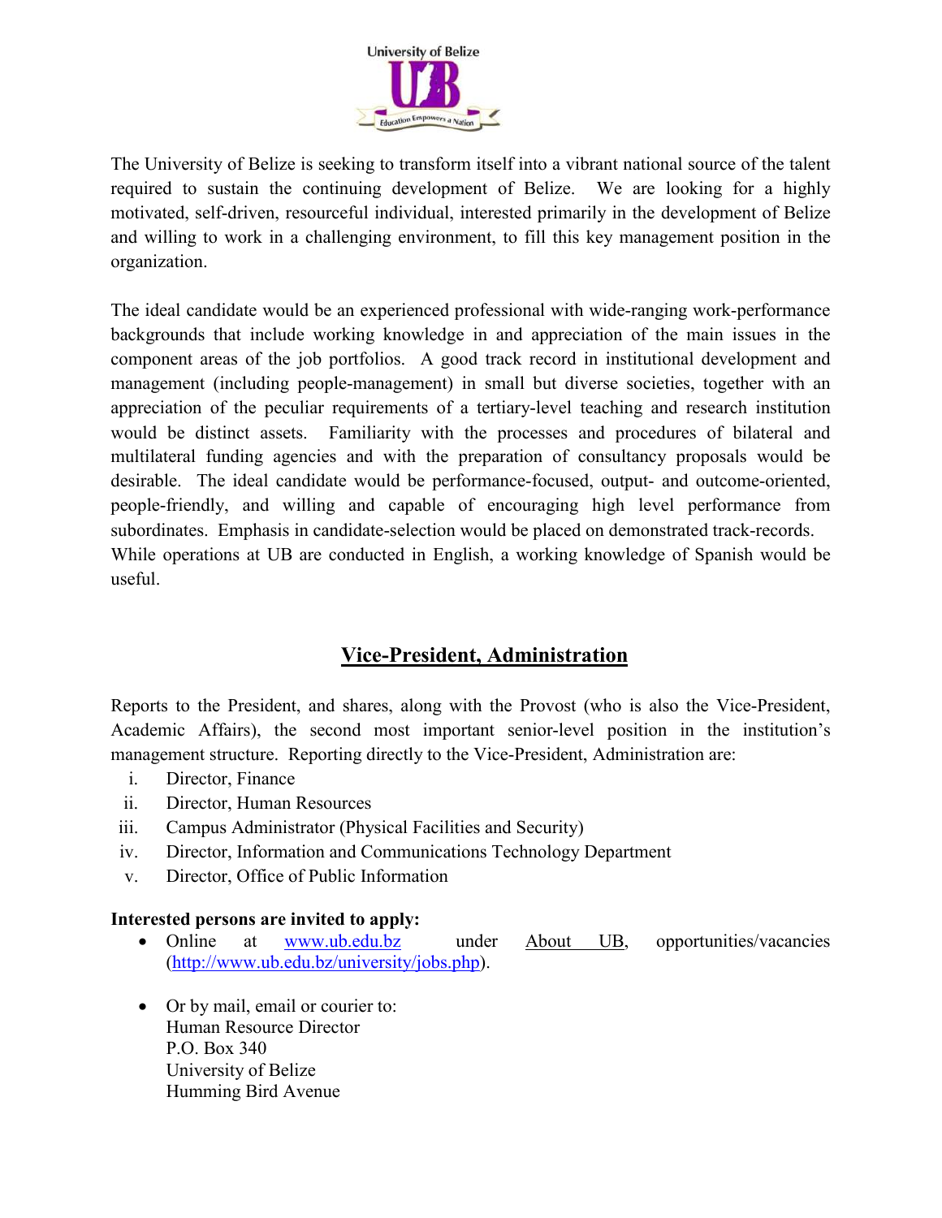University of Belize

UB

Education Empowers a Nation

The University of Belize is seeking to transform itself into a vibrant national source of the talent required to sustain the continuing development of Belize. We are looking for a highly motivated, self-driven, resourceful individual, interested primarily in the development of Belize and willing to work in a challenging environment, to fill this key management position in the organization.

The ideal candidate would be an experienced professional with wide-ranging work-performance backgrounds that include working knowledge in and appreciation of the main issues in the component areas of the job portfolios. A good track record in institutional development and management (including people-management) in small but diverse societies, together with an appreciation of the peculiar requirements of a tertiary-level teaching and research institution would be distinct assets. Familiarity with the processes and procedures of bilateral and multilateral funding agencies and with the preparation of consultancy proposals would be desirable. The ideal candidate would be performance-focused, output- and outcome-oriented, people-friendly, and willing and capable of encouraging high level performance from subordinates. Emphasis in candidate-selection would be placed on demonstrated track-records. While operations at UB are conducted in English, a working knowledge of Spanish would be useful.

## Vice-President, Administration

Reports to the President, and shares, along with the Provost (who is also the Vice-President, Academic Affairs), the second most important senior-level position in the institution's management structure. Reporting directly to the Vice-President, Administration are:

i. Director, Finance
ii. Director, Human Resources
iii. Campus Administrator (Physical Facilities and Security)
iv. Director, Information and Communications Technology Department
v. Director, Office of Public Information

**Interested persons are invited to apply:**

- Online at www.ub.edu.bz under About UB, opportunities/vacancies (http://www.ub.edu.bz/university/jobs.php).

- Or by mail, email or courier to:
  Human Resource Director
  P.O. Box 340
  University of Belize
  Humming Bird Avenue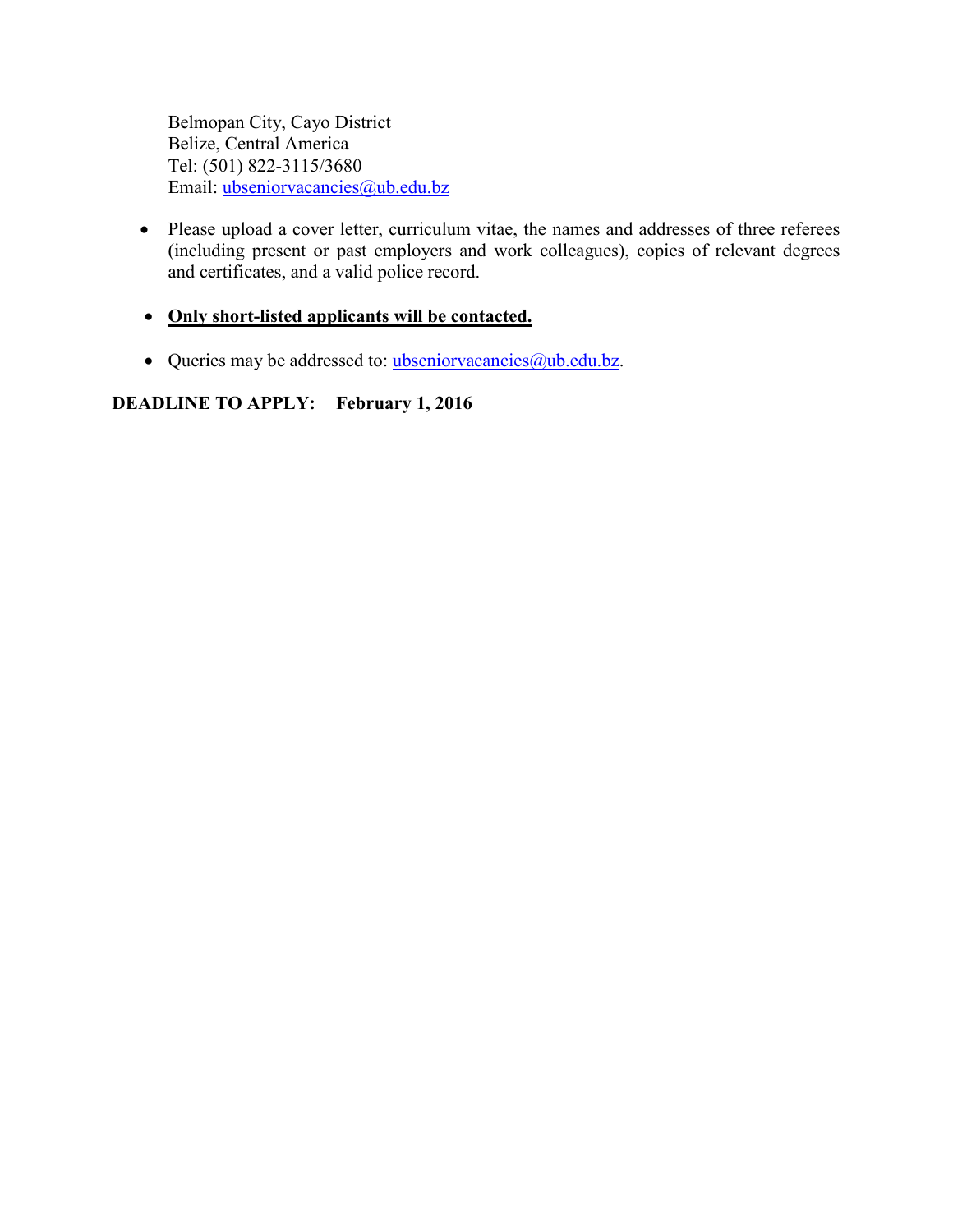Belmopan City, Cayo District
Belize, Central America
Tel: (501) 822-3115/3680
Email: ubseniorvacancies@ub.edu.bz

- Please upload a cover letter, curriculum vitae, the names and addresses of three referees (including present or past employers and work colleagues), copies of relevant degrees and certificates, and a valid police record.

- **<u>Only short-listed applicants will be contacted.</u>**

- Queries may be addressed to: ubseniorvacancies@ub.edu.bz.

**DEADLINE TO APPLY: February 1, 2016**